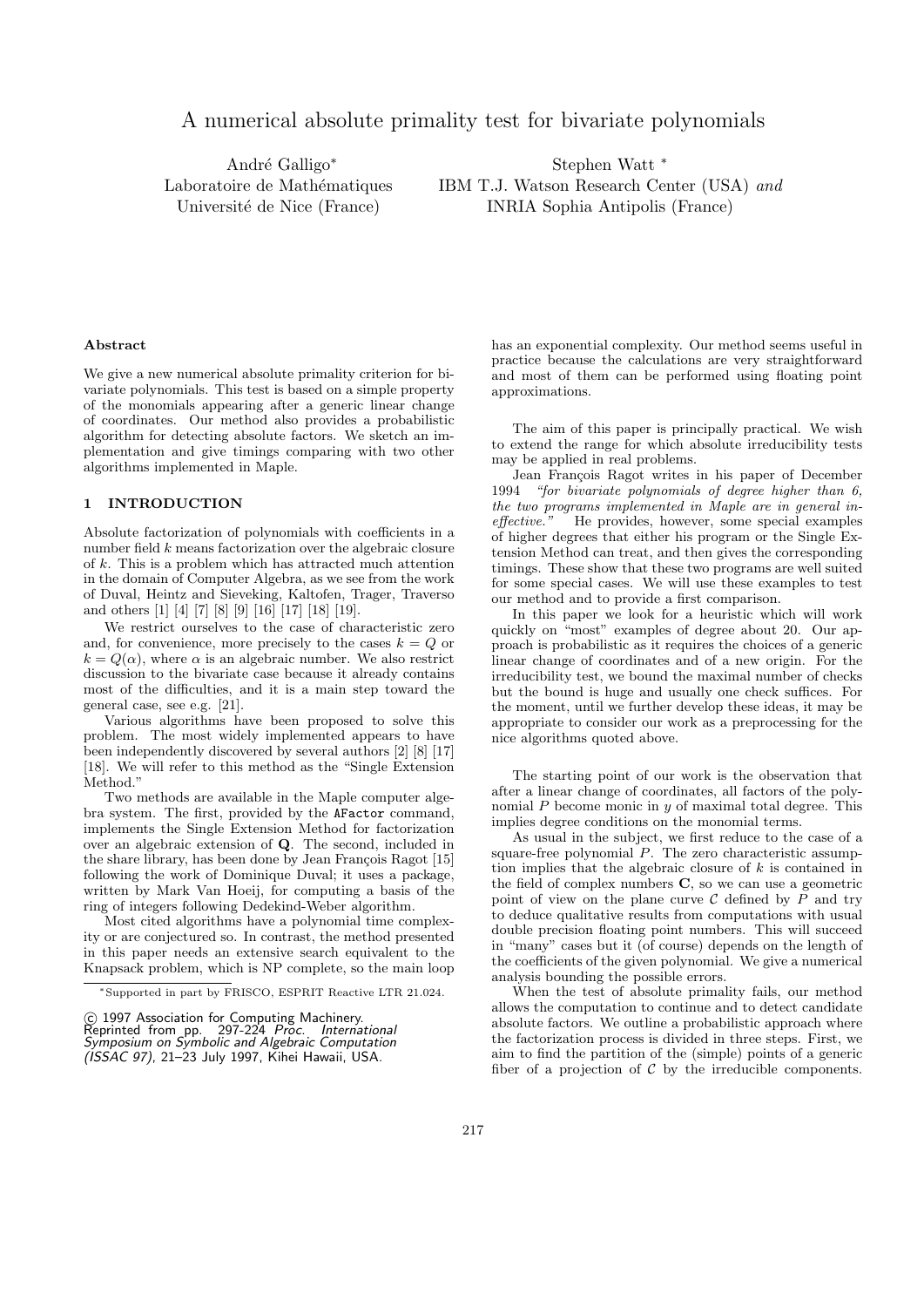# A numerical absolute primality test for bivariate polynomials

André Galligo*
Laboratoire de Mathématiques
Université de Nice (France)

Stephen Watt *
IBM T.J. Watson Research Center (USA) *and*
INRIA Sophia Antipolis (France)

### Abstract

We give a new numerical absolute primality criterion for bivariate polynomials. This test is based on a simple property of the monomials appearing after a generic linear change of coordinates. Our method also provides a probabilistic algorithm for detecting absolute factors. We sketch an implementation and give timings comparing with two other algorithms implemented in Maple.

## 1 INTRODUCTION

Absolute factorization of polynomials with coefficients in a number field $k$ means factorization over the algebraic closure of $k$. This is a problem which has attracted much attention in the domain of Computer Algebra, as we see from the work of Duval, Heintz and Sieveking, Kaltofen, Trager, Traverso and others [1] [4] [7] [8] [9] [16] [17] [18] [19].

We restrict ourselves to the case of characteristic zero and, for convenience, more precisely to the cases $k = Q$ or $k = Q(\alpha)$, where $\alpha$ is an algebraic number. We also restrict discussion to the bivariate case because it already contains most of the difficulties, and it is a main step toward the general case, see e.g. [21].

Various algorithms have been proposed to solve this problem. The most widely implemented appears to have been independently discovered by several authors [2] [8] [17] [18]. We will refer to this method as the "Single Extension Method."

Two methods are available in the Maple computer algebra system. The first, provided by the `AFactor` command, implements the Single Extension Method for factorization over an algebraic extension of **Q**. The second, included in the share library, has been done by Jean François Ragot [15] following the work of Dominique Duval; it uses a package, written by Mark Van Hoeij, for computing a basis of the ring of integers following Dedekind-Weber algorithm.

Most cited algorithms have a polynomial time complexity or are conjectured so. In contrast, the method presented in this paper needs an extensive search equivalent to the Knapsack problem, which is NP complete, so the main loop has an exponential complexity. Our method seems useful in practice because the calculations are very straightforward and most of them can be performed using floating point approximations.

*Supported in part by FRISCO, ESPRIT Reactive LTR 21.024.

© 1997 Association for Computing Machinery.
Reprinted from pp. 297-224 *Proc. International Symposium on Symbolic and Algebraic Computation (ISSAC 97)*, 21–23 July 1997, Kihei Hawaii, USA.

The aim of this paper is principally practical. We wish to extend the range for which absolute irreducibility tests may be applied in real problems.

Jean François Ragot writes in his paper of December 1994 *"for bivariate polynomials of degree higher than 6, the two programs implemented in Maple are in general ineffective."* He provides, however, some special examples of higher degrees that either his program or the Single Extension Method can treat, and then gives the corresponding timings. These show that these two programs are well suited for some special cases. We will use these examples to test our method and to provide a first comparison.

In this paper we look for a heuristic which will work quickly on "most" examples of degree about 20. Our approach is probabilistic as it requires the choices of a generic linear change of coordinates and of a new origin. For the irreducibility test, we bound the maximal number of checks but the bound is huge and usually one check suffices. For the moment, until we further develop these ideas, it may be appropriate to consider our work as a preprocessing for the nice algorithms quoted above.

The starting point of our work is the observation that after a linear change of coordinates, all factors of the polynomial $P$ become monic in $y$ of maximal total degree. This implies degree conditions on the monomial terms.

As usual in the subject, we first reduce to the case of a square-free polynomial $P$. The zero characteristic assumption implies that the algebraic closure of $k$ is contained in the field of complex numbers **C**, so we can use a geometric point of view on the plane curve $\mathcal{C}$ defined by $P$ and try to deduce qualitative results from computations with usual double precision floating point numbers. This will succeed in "many" cases but it (of course) depends on the length of the coefficients of the given polynomial. We give a numerical analysis bounding the possible errors.

When the test of absolute primality fails, our method allows the computation to continue and to detect candidate absolute factors. We outline a probabilistic approach where the factorization process is divided in three steps. First, we aim to find the partition of the (simple) points of a generic fiber of a projection of $\mathcal{C}$ by the irreducible components.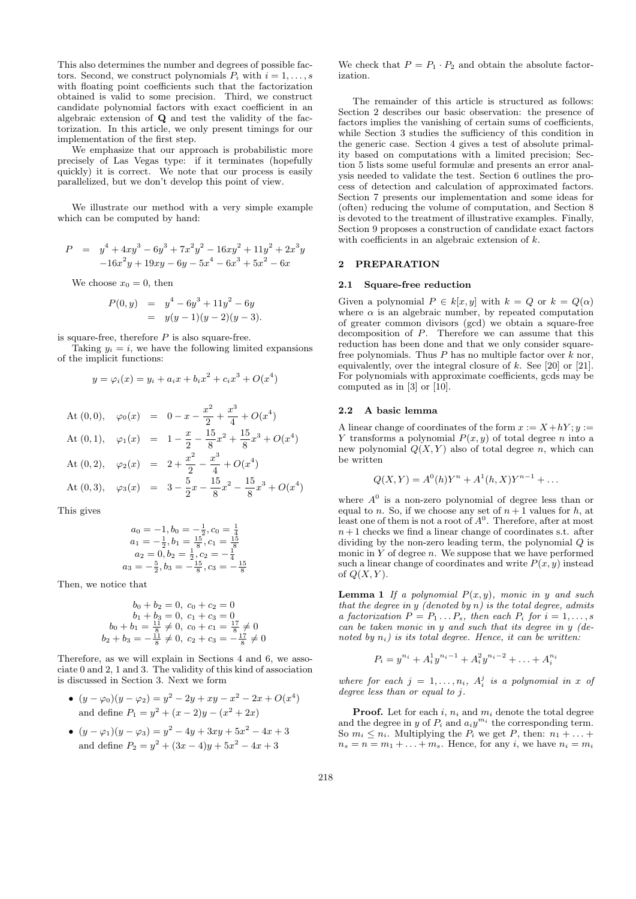This also determines the number and degrees of possible factors. Second, we construct polynomials $P_i$ with $i = 1, \ldots, s$ with floating point coefficients such that the factorization obtained is valid to some precision. Third, we construct candidate polynomial factors with exact coefficient in an algebraic extension of $\mathbf{Q}$ and test the validity of the factorization. In this article, we only present timings for our implementation of the first step.

We emphasize that our approach is probabilistic more precisely of Las Vegas type: if it terminates (hopefully quickly) it is correct. We note that our process is easily parallelized, but we don't develop this point of view.

We illustrate our method with a very simple example which can be computed by hand:

$$
\begin{aligned}
P &= y^4 + 4xy^3 - 6y^3 + 7x^2y^2 - 16xy^2 + 11y^2 + 2x^3y \\
&\quad -16x^2y + 19xy - 6y - 5x^4 - 6x^3 + 5x^2 - 6x
\end{aligned}
$$

We choose $x_0 = 0$, then

$$
\begin{aligned}
P(0, y) &= y^4 - 6y^3 + 11y^2 - 6y \\
&= y(y-1)(y-2)(y-3).
\end{aligned}
$$

is square-free, therefore $P$ is also square-free.

Taking $y_i = i$, we have the following limited expansions of the implicit functions:

$$
y = \varphi_i(x) = y_i + a_i x + b_i x^2 + c_i x^3 + O(x^4)
$$

$$
\begin{aligned}
\text{At } (0,0), \quad \varphi_0(x) &= 0 - x - \frac{x^2}{2} + \frac{x^3}{4} + O(x^4) \\
\text{At } (0,1), \quad \varphi_1(x) &= 1 - \frac{x}{2} - \frac{15}{8}x^2 + \frac{15}{8}x^3 + O(x^4) \\
\text{At } (0,2), \quad \varphi_2(x) &= 2 + \frac{x^2}{2} - \frac{x^3}{4} + O(x^4) \\
\text{At } (0,3), \quad \varphi_3(x) &= 3 - \frac{5}{2}x - \frac{15}{8}x^2 - \frac{15}{8}x^3 + O(x^4)
\end{aligned}
$$

This gives

$$
\begin{gathered}
a_0 = -1, b_0 = -\tfrac{1}{2}, c_0 = \tfrac{1}{4} \\
a_1 = -\tfrac{1}{2}, b_1 = \tfrac{15}{8}, c_1 = \tfrac{15}{8} \\
a_2 = 0, b_2 = \tfrac{1}{2}, c_2 = -\tfrac{1}{4} \\
a_3 = -\tfrac{5}{2}, b_3 = -\tfrac{15}{8}, c_3 = -\tfrac{15}{8}
\end{gathered}
$$

Then, we notice that

$$
\begin{gathered}
b_0 + b_2 = 0, \; c_0 + c_2 = 0 \\
b_1 + b_3 = 0, \; c_1 + c_3 = 0 \\
b_0 + b_1 = \tfrac{11}{8} \neq 0, \; c_0 + c_1 = \tfrac{17}{8} \neq 0 \\
b_2 + b_3 = -\tfrac{11}{8} \neq 0, \; c_2 + c_3 = -\tfrac{17}{8} \neq 0
\end{gathered}
$$

Therefore, as we will explain in Sections 4 and 6, we associate 0 and 2, 1 and 3. The validity of this kind of association is discussed in Section 3. Next we form

- $(y - \varphi_0)(y - \varphi_2) = y^2 - 2y + xy - x^2 - 2x + O(x^4)$ and define $P_1 = y^2 + (x-2)y - (x^2 + 2x)$
- $(y - \varphi_1)(y - \varphi_3) = y^2 - 4y + 3xy + 5x^2 - 4x + 3$ and define $P_2 = y^2 + (3x - 4)y + 5x^2 - 4x + 3$

We check that $P = P_1 \cdot P_2$ and obtain the absolute factorization.

The remainder of this article is structured as follows: Section 2 describes our basic observation: the presence of factors implies the vanishing of certain sums of coefficients, while Section 3 studies the sufficiency of this condition in the generic case. Section 4 gives a test of absolute primality based on computations with a limited precision; Section 5 lists some useful formulæ and presents an error analysis needed to validate the test. Section 6 outlines the process of detection and calculation of approximated factors. Section 7 presents our implementation and some ideas for (often) reducing the volume of computation, and Section 8 is devoted to the treatment of illustrative examples. Finally, Section 9 proposes a construction of candidate exact factors with coefficients in an algebraic extension of $k$.

## 2 PREPARATION

### 2.1 Square-free reduction

Given a polynomial $P \in k[x, y]$ with $k = Q$ or $k = Q(\alpha)$ where $\alpha$ is an algebraic number, by repeated computation of greater common divisors (gcd) we obtain a square-free decomposition of $P$. Therefore we can assume that this reduction has been done and that we only consider square-free polynomials. Thus $P$ has no multiple factor over $k$ nor, equivalently, over the integral closure of $k$. See [20] or [21]. For polynomials with approximate coefficients, gcds may be computed as in [3] or [10].

### 2.2 A basic lemma

A linear change of coordinates of the form $x := X + hY; y := Y$ transforms a polynomial $P(x, y)$ of total degree $n$ into a new polynomial $Q(X, Y)$ also of total degree $n$, which can be written

$$
Q(X, Y) = A^0(h)Y^n + A^1(h, X)Y^{n-1} + \ldots
$$

where $A^0$ is a non-zero polynomial of degree less than or equal to $n$. So, if we choose any set of $n+1$ values for $h$, at least one of them is not a root of $A^0$. Therefore, after at most $n+1$ checks we find a linear change of coordinates s.t. after dividing by the non-zero leading term, the polynomial $Q$ is monic in $Y$ of degree $n$. We suppose that we have performed such a linear change of coordinates and write $P(x, y)$ instead of $Q(X, Y)$.

**Lemma 1** *If a polynomial $P(x, y)$, monic in $y$ and such that the degree in $y$ (denoted by $n$) is the total degree, admits a factorization $P = P_1 \ldots P_s$, then each $P_i$ for $i = 1, \ldots, s$ can be taken monic in $y$ and such that its degree in $y$ (denoted by $n_i$) is its total degree. Hence, it can be written:*

$$
P_i = y^{n_i} + A_i^1 y^{n_i - 1} + A_i^2 y^{n_i - 2} + \ldots + A_i^{n_i}
$$

*where for each $j = 1, \ldots, n_i$, $A_i^j$ is a polynomial in $x$ of degree less than or equal to $j$.*

**Proof.** Let for each $i$, $n_i$ and $m_i$ denote the total degree and the degree in $y$ of $P_i$ and $a_i y^{m_i}$ the corresponding term. So $m_i \leq n_i$. Multiplying the $P_i$ we get $P$, then: $n_1 + \ldots + n_s = n = m_1 + \ldots + m_s$. Hence, for any $i$, we have $n_i = m_i$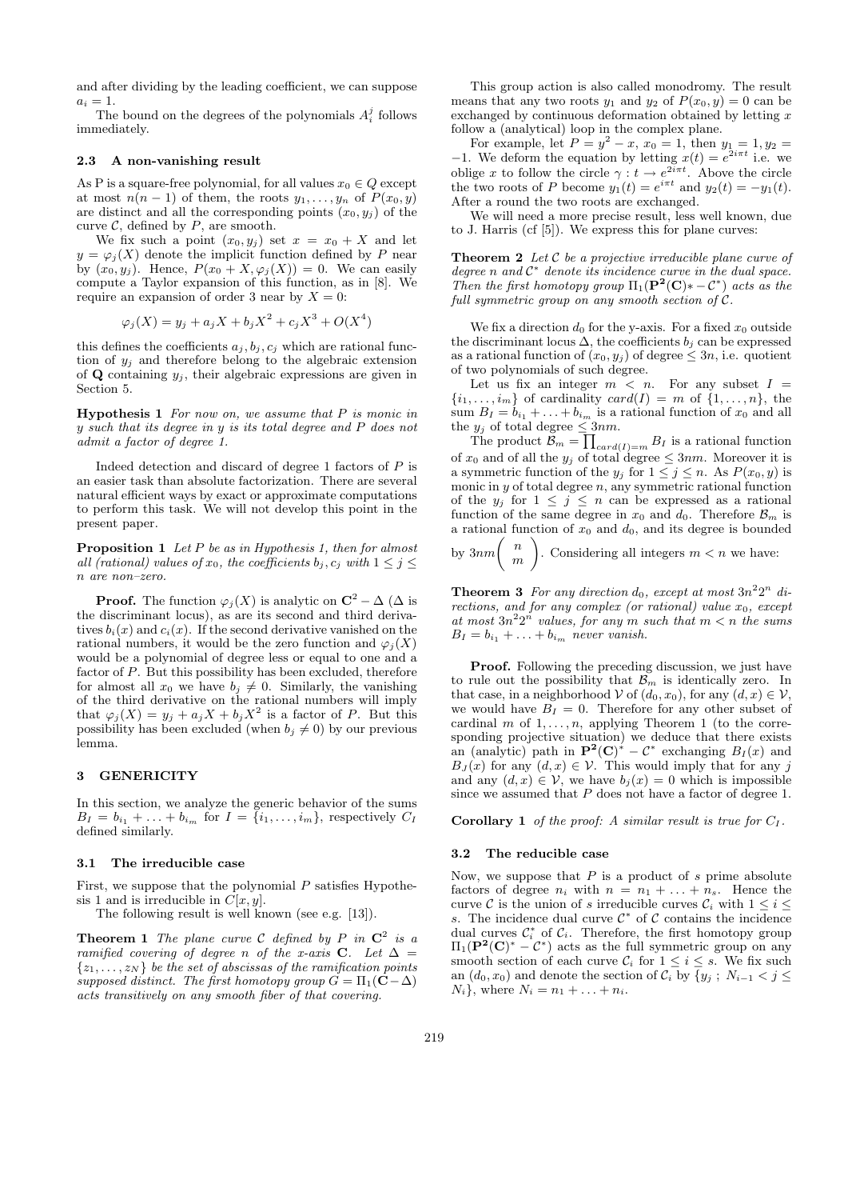and after dividing by the leading coefficient, we can suppose $a_i = 1$.

The bound on the degrees of the polynomials $A_i^j$ follows immediately.

### 2.3 A non-vanishing result

As P is a square-free polynomial, for all values $x_0 \in Q$ except at most $n(n-1)$ of them, the roots $y_1, \ldots, y_n$ of $P(x_0, y)$ are distinct and all the corresponding points $(x_0, y_j)$ of the curve $\mathcal{C}$, defined by $P$, are smooth.

We fix such a point $(x_0, y_j)$ set $x = x_0 + X$ and let $y = \varphi_j(X)$ denote the implicit function defined by $P$ near by $(x_0, y_j)$. Hence, $P(x_0 + X, \varphi_j(X)) = 0$. We can easily compute a Taylor expansion of this function, as in [8]. We require an expansion of order 3 near by $X = 0$:

$$\varphi_j(X) = y_j + a_j X + b_j X^2 + c_j X^3 + O(X^4)$$

this defines the coefficients $a_j, b_j, c_j$ which are rational function of $y_j$ and therefore belong to the algebraic extension of $\mathbf{Q}$ containing $y_j$, their algebraic expressions are given in Section 5.

**Hypothesis 1** *For now on, we assume that $P$ is monic in $y$ such that its degree in $y$ is its total degree and $P$ does not admit a factor of degree 1.*

Indeed detection and discard of degree 1 factors of $P$ is an easier task than absolute factorization. There are several natural efficient ways by exact or approximate computations to perform this task. We will not develop this point in the present paper.

**Proposition 1** *Let $P$ be as in Hypothesis 1, then for almost all (rational) values of $x_0$, the coefficients $b_j, c_j$ with $1 \le j \le n$ are non–zero.*

**Proof.** The function $\varphi_j(X)$ is analytic on $\mathbf{C}^2 - \Delta$ ($\Delta$ is the discriminant locus), as are its second and third derivatives $b_i(x)$ and $c_i(x)$. If the second derivative vanished on the rational numbers, it would be the zero function and $\varphi_j(X)$ would be a polynomial of degree less or equal to one and a factor of $P$. But this possibility has been excluded, therefore for almost all $x_0$ we have $b_j \neq 0$. Similarly, the vanishing of the third derivative on the rational numbers will imply that $\varphi_j(X) = y_j + a_j X + b_j X^2$ is a factor of $P$. But this possibility has been excluded (when $b_j \neq 0$) by our previous lemma.

## 3 GENERICITY

In this section, we analyze the generic behavior of the sums $B_I = b_{i_1} + \ldots + b_{i_m}$ for $I = \{i_1, \ldots, i_m\}$, respectively $C_I$ defined similarly.

### 3.1 The irreducible case

First, we suppose that the polynomial $P$ satisfies Hypothesis 1 and is irreducible in $C[x, y]$.

The following result is well known (see e.g. [13]).

**Theorem 1** *The plane curve $\mathcal{C}$ defined by $P$ in $\mathbf{C}^2$ is a ramified covering of degree $n$ of the x-axis $\mathbf{C}$. Let $\Delta = \{z_1, \ldots, z_N\}$ be the set of abscissas of the ramification points supposed distinct. The first homotopy group $G = \Pi_1(\mathbf{C} - \Delta)$ acts transitively on any smooth fiber of that covering.*

This group action is also called monodromy. The result means that any two roots $y_1$ and $y_2$ of $P(x_0, y) = 0$ can be exchanged by continuous deformation obtained by letting $x$ follow a (analytical) loop in the complex plane.

For example, let $P = y^2 - x$, $x_0 = 1$, then $y_1 = 1, y_2 = -1$. We deform the equation by letting $x(t) = e^{2i\pi t}$ i.e. we oblige $x$ to follow the circle $\gamma : t \to e^{2i\pi t}$. Above the circle the two roots of $P$ become $y_1(t) = e^{i\pi t}$ and $y_2(t) = -y_1(t)$. After a round the two roots are exchanged.

We will need a more precise result, less well known, due to J. Harris (cf [5]). We express this for plane curves:

**Theorem 2** *Let $\mathcal{C}$ be a projective irreducible plane curve of degree $n$ and $\mathcal{C}^*$ denote its incidence curve in the dual space. Then the first homotopy group $\Pi_1(\mathbf{P^2}(\mathbf{C}) * - \mathcal{C}^*)$ acts as the full symmetric group on any smooth section of $\mathcal{C}$.*

We fix a direction $d_0$ for the y-axis. For a fixed $x_0$ outside the discriminant locus $\Delta$, the coefficients $b_j$ can be expressed as a rational function of $(x_0, y_j)$ of degree $\le 3n$, i.e. quotient of two polynomials of such degree.

Let us fix an integer $m < n$. For any subset $I = \{i_1, \ldots, i_m\}$ of cardinality $card(I) = m$ of $\{1, \ldots, n\}$, the sum $B_I = b_{i_1} + \ldots + b_{i_m}$ is a rational function of $x_0$ and all the $y_j$ of total degree $\le 3nm$.

The product $\mathcal{B}_m = \prod_{card(I)=m} B_I$ is a rational function of $x_0$ and of all the $y_j$ of total degree $\le 3nm$. Moreover it is a symmetric function of the $y_j$ for $1 \le j \le n$. As $P(x_0, y)$ is monic in $y$ of total degree $n$, any symmetric rational function of the $y_j$ for $1 \le j \le n$ can be expressed as a rational function of the same degree in $x_0$ and $d_0$. Therefore $\mathcal{B}_m$ is a rational function of $x_0$ and $d_0$, and its degree is bounded by $3nm\binom{n}{m}$. Considering all integers $m < n$ we have:

**Theorem 3** *For any direction $d_0$, except at most $3n^2 2^n$ directions, and for any complex (or rational) value $x_0$, except at most $3n^2 2^n$ values, for any $m$ such that $m < n$ the sums $B_I = b_{i_1} + \ldots + b_{i_m}$ never vanish.*

**Proof.** Following the preceding discussion, we just have to rule out the possibility that $\mathcal{B}_m$ is identically zero. In that case, in a neighborhood $\mathcal{V}$ of $(d_0, x_0)$, for any $(d, x) \in \mathcal{V}$, we would have $B_I = 0$. Therefore for any other subset of cardinal $m$ of $1, \ldots, n$, applying Theorem 1 (to the corresponding projective situation) we deduce that there exists an (analytic) path in $\mathbf{P^2}(\mathbf{C})^* - \mathcal{C}^*$ exchanging $B_I(x)$ and $B_J(x)$ for any $(d, x) \in \mathcal{V}$. This would imply that for any $j$ and any $(d, x) \in \mathcal{V}$, we have $b_j(x) = 0$ which is impossible since we assumed that $P$ does not have a factor of degree 1.

**Corollary 1** *of the proof: A similar result is true for $C_I$.*

### 3.2 The reducible case

Now, we suppose that $P$ is a product of $s$ prime absolute factors of degree $n_i$ with $n = n_1 + \ldots + n_s$. Hence the curve $\mathcal{C}$ is the union of $s$ irreducible curves $\mathcal{C}_i$ with $1 \le i \le s$. The incidence dual curve $\mathcal{C}^*$ of $\mathcal{C}$ contains the incidence dual curves $\mathcal{C}_i^*$ of $\mathcal{C}_i$. Therefore, the first homotopy group $\Pi_1(\mathbf{P^2}(\mathbf{C})^* - \mathcal{C}^*)$ acts as the full symmetric group on any smooth section of each curve $\mathcal{C}_i$ for $1 \le i \le s$. We fix such an $(d_0, x_0)$ and denote the section of $\mathcal{C}_i$ by $\{y_j \; ; \; N_{i-1} < j \le N_i\}$, where $N_i = n_1 + \ldots + n_i$.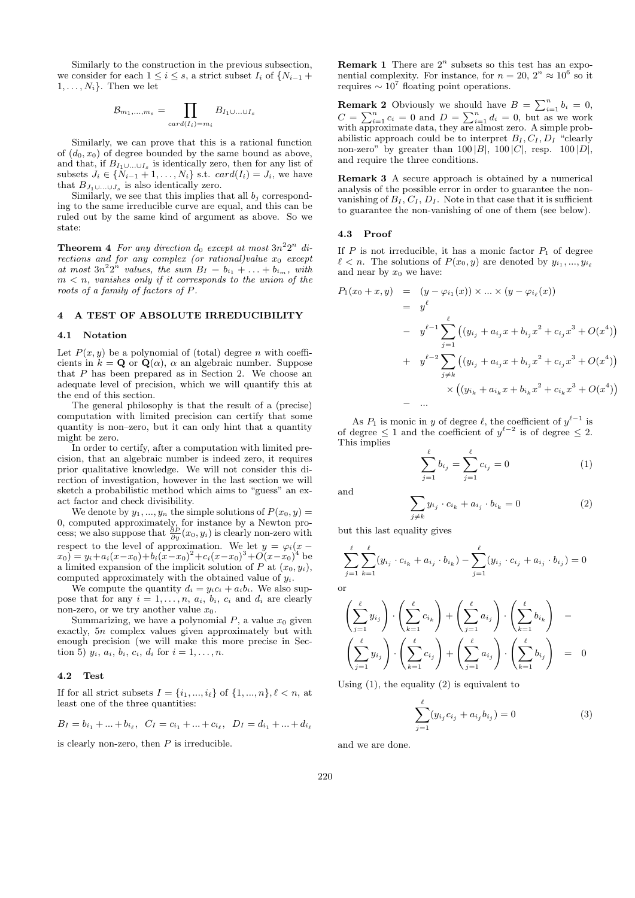Similarly to the construction in the previous subsection, we consider for each $1 \le i \le s$, a strict subset $I_i$ of $\{N_{i-1}+1,\dots,N_i\}$. Then we let

$$\mathcal{B}_{m_1,\dots,m_s} = \prod_{card(I_i)=m_i} B_{I_1\cup\dots\cup I_s}$$

Similarly, we can prove that this is a rational function of $(d_0, x_0)$ of degree bounded by the same bound as above, and that, if $B_{I_1\cup\dots\cup I_s}$ is identically zero, then for any list of subsets $J_i \in \{N_{i-1}+1,\dots,N_i\}$ s.t. $card(I_i) = J_i$, we have that $B_{J_1\cup\dots\cup J_s}$ is also identically zero.

Similarly, we see that this implies that all $b_j$ corresponding to the same irreducible curve are equal, and this can be ruled out by the same kind of argument as above. So we state:

**Theorem 4** *For any direction $d_0$ except at most $3n^2 2^n$ directions and for any complex (or rational)value $x_0$ except at most $3n^2 2^n$ values, the sum $B_I = b_{i_1} + \dots + b_{i_m}$, with $m < n$, vanishes only if it corresponds to the union of the roots of a family of factors of $P$.*

## 4 A TEST OF ABSOLUTE IRREDUCIBILITY

### 4.1 Notation

Let $P(x, y)$ be a polynomial of (total) degree $n$ with coefficients in $k = \mathbf{Q}$ or $\mathbf{Q}(\alpha)$, $\alpha$ an algebraic number. Suppose that $P$ has been prepared as in Section 2. We choose an adequate level of precision, which we will quantify this at the end of this section.

The general philosophy is that the result of a (precise) computation with limited precision can certify that some quantity is non–zero, but it can only hint that a quantity might be zero.

In order to certify, after a computation with limited precision, that an algebraic number is indeed zero, it requires prior qualitative knowledge. We will not consider this direction of investigation, however in the last section we will sketch a probabilistic method which aims to "guess" an exact factor and check divisibility.

We denote by $y_1, \dots, y_n$ the simple solutions of $P(x_0, y) = 0$, computed approximately, for instance by a Newton process; we also suppose that $\frac{\partial P}{\partial y}(x_0, y_i)$ is clearly non-zero with respect to the level of approximation. We let $y = \varphi_i(x - x_0) = y_i + a_i(x-x_0) + b_i(x-x_0)^2 + c_i(x-x_0)^3 + O(x-x_0)^4$ be a limited expansion of the implicit solution of $P$ at $(x_0, y_i)$, computed approximately with the obtained value of $y_i$.

We compute the quantity $d_i = y_i c_i + a_i b_i$. We also suppose that for any $i = 1, \dots, n$, $a_i$, $b_i$, $c_i$ and $d_i$ are clearly non-zero, or we try another value $x_0$.

Summarizing, we have a polynomial $P$, a value $x_0$ given exactly, $5n$ complex values given approximately but with enough precision (we will make this more precise in Section 5) $y_i$, $a_i$, $b_i$, $c_i$, $d_i$ for $i = 1, \dots, n$.

### 4.2 Test

If for all strict subsets $I = \{i_1, \dots, i_\ell\}$ of $\{1, \dots, n\}$, $\ell < n$, at least one of the three quantities:

$$B_I = b_{i_1} + \dots + b_{i_\ell},\;\; C_I = c_{i_1} + \dots + c_{i_\ell},\;\; D_I = d_{i_1} + \dots + d_{i_\ell}$$

is clearly non-zero, then $P$ is irreducible.

**Remark 1** There are $2^n$ subsets so this test has an exponential complexity. For instance, for $n = 20$, $2^n \approx 10^6$ so it requires $\sim 10^7$ floating point operations.

**Remark 2** Obviously we should have $B = \sum_{i=1}^n b_i = 0$, $C = \sum_{i=1}^n c_i = 0$ and $D = \sum_{i=1}^n d_i = 0$, but as we work with approximate data, they are almost zero. A simple probabilistic approach could be to interpret $B_I, C_I, D_I$ "clearly non-zero" by greater than $100\,|B|$, $100\,|C|$, resp. $100\,|D|$, and require the three conditions.

**Remark 3** A secure approach is obtained by a numerical analysis of the possible error in order to guarantee the non-vanishing of $B_I$, $C_I$, $D_I$. Note in that case that it is sufficient to guarantee the non-vanishing of one of them (see below).

### 4.3 Proof

If $P$ is not irreducible, it has a monic factor $P_1$ of degree $\ell < n$. The solutions of $P(x_0, y)$ are denoted by $y_{i_1}, \dots, y_{i_\ell}$ and near by $x_0$ we have:

$$\begin{aligned}
P_1(x_0 + x, y) &= (y - \varphi_{i_1}(x)) \times \dots \times (y - \varphi_{i_\ell}(x)) \\
&= y^\ell \\
&- \; y^{\ell-1} \sum_{j=1}^{\ell} \left( (y_{i_j} + a_{i_j} x + b_{i_j} x^2 + c_{i_j} x^3 + O(x^4) \right) \\
&+ \; y^{\ell-2} \sum_{j \neq k} \left( (y_{i_j} + a_{i_j} x + b_{i_j} x^2 + c_{i_j} x^3 + O(x^4) \right) \\
&\qquad \times \left( (y_{i_k} + a_{i_k} x + b_{i_k} x^2 + c_{i_k} x^3 + O(x^4) \right) \\
&- \; \dots
\end{aligned}$$

As $P_1$ is monic in $y$ of degree $\ell$, the coefficient of $y^{\ell-1}$ is of degree $\le 1$ and the coefficient of $y^{\ell-2}$ is of degree $\le 2$. This implies

$$\sum_{j=1}^{\ell} b_{i_j} = \sum_{j=1}^{\ell} c_{i_j} = 0 \tag{1}$$

and

$$\sum_{j \neq k} y_{i_j} \cdot c_{i_k} + a_{i_j} \cdot b_{i_k} = 0 \tag{2}$$

but this last equality gives

$$\sum_{j=1}^{\ell} \sum_{k=1}^{\ell} (y_{i_j} \cdot c_{i_k} + a_{i_j} \cdot b_{i_k}) - \sum_{j=1}^{\ell} (y_{i_j} \cdot c_{i_j} + a_{i_j} \cdot b_{i_j}) = 0$$

or

$$\begin{aligned}
&\left( \sum_{j=1}^{\ell} y_{i_j} \right) \cdot \left( \sum_{k=1}^{\ell} c_{i_k} \right) + \left( \sum_{j=1}^{\ell} a_{i_j} \right) \cdot \left( \sum_{k=1}^{\ell} b_{i_k} \right) \quad - \\
&\left( \sum_{j=1}^{\ell} y_{i_j} \right) \cdot \left( \sum_{k=1}^{\ell} c_{i_j} \right) + \left( \sum_{j=1}^{\ell} a_{i_j} \right) \cdot \left( \sum_{k=1}^{\ell} b_{i_j} \right) \quad = \quad 0
\end{aligned}$$

Using (1), the equality (2) is equivalent to

$$\sum_{j=1}^{\ell} (y_{i_j} c_{i_j} + a_{i_j} b_{i_j}) = 0 \tag{3}$$

and we are done.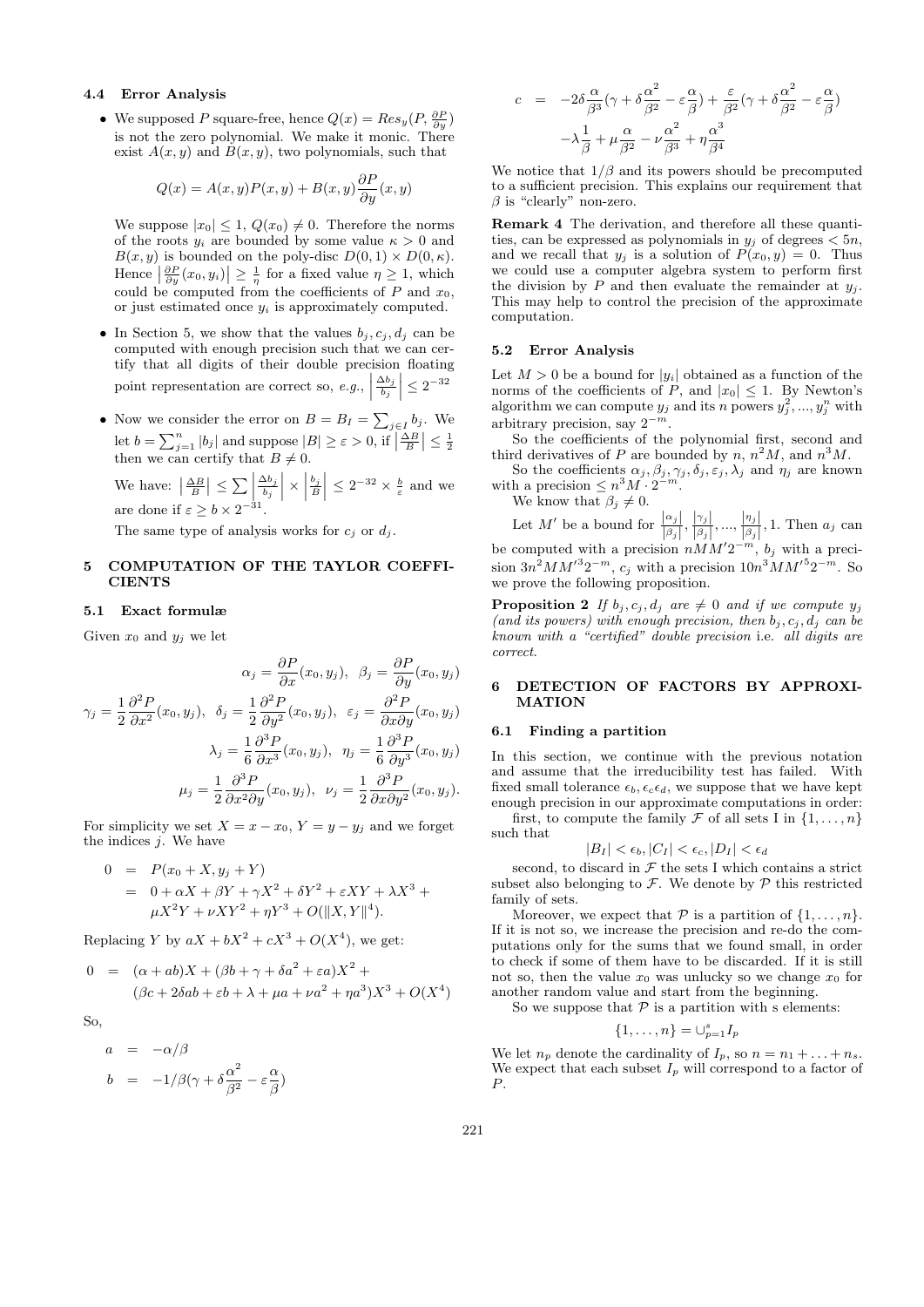### 4.4 Error Analysis

- We supposed $P$ square-free, hence $Q(x) = Res_y(P, \frac{\partial P}{\partial y})$ is not the zero polynomial. We make it monic. There exist $A(x,y)$ and $B(x,y)$, two polynomials, such that

$$Q(x) = A(x,y)P(x,y) + B(x,y)\frac{\partial P}{\partial y}(x,y)$$

We suppose $|x_0| \leq 1$, $Q(x_0) \neq 0$. Therefore the norms of the roots $y_i$ are bounded by some value $\kappa > 0$ and $B(x,y)$ is bounded on the poly-disc $D(0,1) \times D(0,\kappa)$. Hence $\left|\frac{\partial P}{\partial y}(x_0, y_i)\right| \geq \frac{1}{\eta}$ for a fixed value $\eta \geq 1$, which could be computed from the coefficients of $P$ and $x_0$, or just estimated once $y_i$ is approximately computed.

- In Section 5, we show that the values $b_j, c_j, d_j$ can be computed with enough precision such that we can certify that all digits of their double precision floating point representation are correct so, *e.g.*, $\left|\frac{\Delta b_j}{b_j}\right| \leq 2^{-32}$

- Now we consider the error on $B = B_I = \sum_{j\in I} b_j$. We let $b = \sum_{j=1}^{n} |b_j|$ and suppose $|B| \geq \varepsilon > 0$, if $\left|\frac{\Delta B}{B}\right| \leq \frac{1}{2}$ then we can certify that $B \neq 0$.

  We have: $\left|\frac{\Delta B}{B}\right| \leq \sum \left|\frac{\Delta b_j}{b_j}\right| \times \left|\frac{b_j}{B}\right| \leq 2^{-32} \times \frac{b}{\varepsilon}$ and we are done if $\varepsilon \geq b \times 2^{-31}$.

  The same type of analysis works for $c_j$ or $d_j$.

## 5 COMPUTATION OF THE TAYLOR COEFFICIENTS

### 5.1 Exact formulæ

Given $x_0$ and $y_j$ we let

$$\alpha_j = \frac{\partial P}{\partial x}(x_0, y_j),\ \ \beta_j = \frac{\partial P}{\partial y}(x_0, y_j)$$

$$\gamma_j = \frac{1}{2}\frac{\partial^2 P}{\partial x^2}(x_0, y_j),\ \ \delta_j = \frac{1}{2}\frac{\partial^2 P}{\partial y^2}(x_0, y_j),\ \ \varepsilon_j = \frac{\partial^2 P}{\partial x \partial y}(x_0, y_j)$$

$$\lambda_j = \frac{1}{6}\frac{\partial^3 P}{\partial x^3}(x_0, y_j),\ \ \eta_j = \frac{1}{6}\frac{\partial^3 P}{\partial y^3}(x_0, y_j)$$

$$\mu_j = \frac{1}{2}\frac{\partial^3 P}{\partial x^2 \partial y}(x_0, y_j),\ \ \nu_j = \frac{1}{2}\frac{\partial^3 P}{\partial x \partial y^2}(x_0, y_j).$$

For simplicity we set $X = x - x_0$, $Y = y - y_j$ and we forget the indices $j$. We have

$$\begin{aligned}
0 &= P(x_0 + X, y_j + Y) \\
&= 0 + \alpha X + \beta Y + \gamma X^2 + \delta Y^2 + \varepsilon XY + \lambda X^3 + \\
&\quad \mu X^2 Y + \nu XY^2 + \eta Y^3 + O(\|X, Y\|^4).
\end{aligned}$$

Replacing $Y$ by $aX + bX^2 + cX^3 + O(X^4)$, we get:

$$\begin{aligned}
0 &= (\alpha + ab)X + (\beta b + \gamma + \delta a^2 + \varepsilon a)X^2 + \\
&\quad (\beta c + 2\delta ab + \varepsilon b + \lambda + \mu a + \nu a^2 + \eta a^3)X^3 + O(X^4)
\end{aligned}$$

So,

$$\begin{aligned}
a &= -\alpha/\beta \\
b &= -1/\beta(\gamma + \delta\frac{\alpha^2}{\beta^2} - \varepsilon\frac{\alpha}{\beta}) \\
c &= -2\delta\frac{\alpha}{\beta^3}(\gamma + \delta\frac{\alpha^2}{\beta^2} - \varepsilon\frac{\alpha}{\beta}) + \frac{\varepsilon}{\beta^2}(\gamma + \delta\frac{\alpha^2}{\beta^2} - \varepsilon\frac{\alpha}{\beta}) \\
&\quad -\lambda\frac{1}{\beta} + \mu\frac{\alpha}{\beta^2} - \nu\frac{\alpha^2}{\beta^3} + \eta\frac{\alpha^3}{\beta^4}
\end{aligned}$$

We notice that $1/\beta$ and its powers should be precomputed to a sufficient precision. This explains our requirement that $\beta$ is "clearly" non-zero.

**Remark 4** The derivation, and therefore all these quantities, can be expressed as polynomials in $y_j$ of degrees $< 5n$, and we recall that $y_j$ is a solution of $P(x_0, y) = 0$. Thus we could use a computer algebra system to perform first the division by $P$ and then evaluate the remainder at $y_j$. This may help to control the precision of the approximate computation.

### 5.2 Error Analysis

Let $M > 0$ be a bound for $|y_i|$ obtained as a function of the norms of the coefficients of $P$, and $|x_0| \leq 1$. By Newton's algorithm we can compute $y_j$ and its $n$ powers $y_j^2, ..., y_j^n$ with arbitrary precision, say $2^{-m}$.

So the coefficients of the polynomial first, second and third derivatives of $P$ are bounded by $n$, $n^2M$, and $n^3M$.

So the coefficients $\alpha_j, \beta_j, \gamma_j, \delta_j, \varepsilon_j, \lambda_j$ and $\eta_j$ are known with a precision $\leq n^3M \cdot 2^{-m}$.

We know that $\beta_j \neq 0$.

Let $M'$ be a bound for $\frac{|\alpha_j|}{|\beta_j|}, \frac{|\gamma_j|}{|\beta_j|}, ..., \frac{|\eta_j|}{|\beta_j|}, 1$. Then $a_j$ can be computed with a precision $nMM'2^{-m}$, $b_j$ with a precision $3n^2MM'^3 2^{-m}$, $c_j$ with a precision $10n^3MM'^5 2^{-m}$. So we prove the following proposition.

**Proposition 2** *If $b_j, c_j, d_j$ are $\neq 0$ and if we compute $y_j$ (and its powers) with enough precision, then $b_j, c_j, d_j$ can be known with a "certified" double precision* i.e. *all digits are correct.*

## 6 DETECTION OF FACTORS BY APPROXIMATION

### 6.1 Finding a partition

In this section, we continue with the previous notation and assume that the irreducibility test has failed. With fixed small tolerance $\epsilon_b, \epsilon_c \epsilon_d$, we suppose that we have kept enough precision in our approximate computations in order:

first, to compute the family $\mathcal{F}$ of all sets I in $\{1, \ldots, n\}$ such that

$$|B_I| < \epsilon_b, |C_I| < \epsilon_c, |D_I| < \epsilon_d$$

second, to discard in $\mathcal{F}$ the sets I which contains a strict subset also belonging to $\mathcal{F}$. We denote by $\mathcal{P}$ this restricted family of sets.

Moreover, we expect that $\mathcal{P}$ is a partition of $\{1, \ldots, n\}$. If it is not so, we increase the precision and re-do the computations only for the sums that we found small, in order to check if some of them have to be discarded. If it is still not so, then the value $x_0$ was unlucky so we change $x_0$ for another random value and start from the beginning.

So we suppose that $\mathcal{P}$ is a partition with s elements:

$$\{1, \ldots, n\} = \cup_{p=1}^{s} I_p$$

We let $n_p$ denote the cardinality of $I_p$, so $n = n_1 + \ldots + n_s$. We expect that each subset $I_p$ will correspond to a factor of $P$.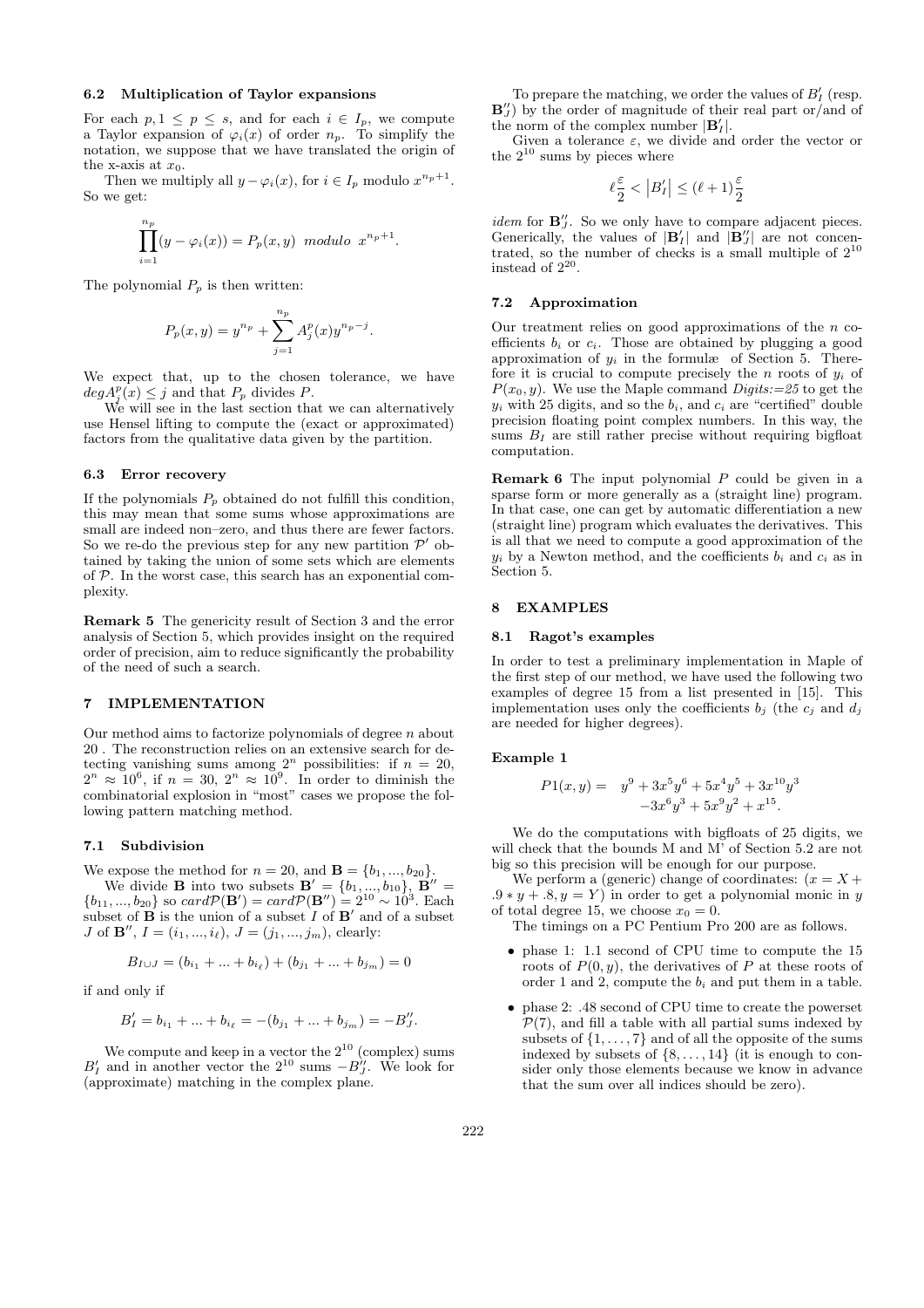### 6.2 Multiplication of Taylor expansions

For each $p, 1 \leq p \leq s$, and for each $i \in I_p$, we compute a Taylor expansion of $\varphi_i(x)$ of order $n_p$. To simplify the notation, we suppose that we have translated the origin of the x-axis at $x_0$.

Then we multiply all $y - \varphi_i(x)$, for $i \in I_p$ modulo $x^{n_p+1}$. So we get:

$$\prod_{i=1}^{n_p} (y - \varphi_i(x)) = P_p(x, y) \ \ modulo \ \ x^{n_p+1}.$$

The polynomial $P_p$ is then written:

$$P_p(x, y) = y^{n_p} + \sum_{j=1}^{n_p} A_j^p(x) y^{n_p - j}.$$

We expect that, up to the chosen tolerance, we have $deg A_j^p(x) \leq j$ and that $P_p$ divides $P$.

We will see in the last section that we can alternatively use Hensel lifting to compute the (exact or approximated) factors from the qualitative data given by the partition.

### 6.3 Error recovery

If the polynomials $P_p$ obtained do not fulfill this condition, this may mean that some sums whose approximations are small are indeed non–zero, and thus there are fewer factors. So we re-do the previous step for any new partition $\mathcal{P}'$ obtained by taking the union of some sets which are elements of $\mathcal{P}$. In the worst case, this search has an exponential complexity.

**Remark 5** The genericity result of Section 3 and the error analysis of Section 5, which provides insight on the required order of precision, aim to reduce significantly the probability of the need of such a search.

## 7 IMPLEMENTATION

Our method aims to factorize polynomials of degree $n$ about 20 . The reconstruction relies on an extensive search for detecting vanishing sums among $2^n$ possibilities: if $n = 20$, $2^n \approx 10^6$, if $n = 30$, $2^n \approx 10^9$. In order to diminish the combinatorial explosion in "most" cases we propose the following pattern matching method.

### 7.1 Subdivision

We expose the method for $n = 20$, and $\mathbf{B} = \{b_1, ..., b_{20}\}$.

We divide $\mathbf{B}$ into two subsets $\mathbf{B}' = \{b_1, ..., b_{10}\}$, $\mathbf{B}'' = \{b_{11}, ..., b_{20}\}$ so $card\mathcal{P}(\mathbf{B}') = card\mathcal{P}(\mathbf{B}'') = 2^{10} \sim 10^3$. Each subset of $\mathbf{B}$ is the union of a subset $I$ of $\mathbf{B}'$ and of a subset $J$ of $\mathbf{B}''$, $I = (i_1, ..., i_\ell)$, $J = (j_1, ..., j_m)$, clearly:

$$B_{I \cup J} = (b_{i_1} + ... + b_{i_\ell}) + (b_{j_1} + ... + b_{j_m}) = 0$$

if and only if

$$B'_I = b_{i_1} + ... + b_{i_\ell} = -(b_{j_1} + ... + b_{j_m}) = -B''_J.$$

We compute and keep in a vector the $2^{10}$ (complex) sums $B'_I$ and in another vector the $2^{10}$ sums $-B''_J$. We look for (approximate) matching in the complex plane.

To prepare the matching, we order the values of $B'_I$ (resp. $\mathbf{B}''_J$) by the order of magnitude of their real part or/and of the norm of the complex number $|\mathbf{B}'_I|$.

Given a tolerance $\varepsilon$, we divide and order the vector or the $2^{10}$ sums by pieces where

$$\ell \frac{\varepsilon}{2} < \left| B'_I \right| \leq (\ell + 1) \frac{\varepsilon}{2}$$

*idem* for $\mathbf{B}''_J$. So we only have to compare adjacent pieces. Generically, the values of $|\mathbf{B}'_I|$ and $|\mathbf{B}''_J|$ are not concentrated, so the number of checks is a small multiple of $2^{10}$ instead of $2^{20}$.

### 7.2 Approximation

Our treatment relies on good approximations of the $n$ coefficients $b_i$ or $c_i$. Those are obtained by plugging a good approximation of $y_i$ in the formulæ of Section 5. Therefore it is crucial to compute precisely the $n$ roots of $y_i$ of $P(x_0, y)$. We use the Maple command *Digits:=25* to get the $y_i$ with 25 digits, and so the $b_i$, and $c_i$ are "certified" double precision floating point complex numbers. In this way, the sums $B_I$ are still rather precise without requiring bigfloat computation.

**Remark 6** The input polynomial $P$ could be given in a sparse form or more generally as a (straight line) program. In that case, one can get by automatic differentiation a new (straight line) program which evaluates the derivatives. This is all that we need to compute a good approximation of the $y_i$ by a Newton method, and the coefficients $b_i$ and $c_i$ as in Section 5.

## 8 EXAMPLES

### 8.1 Ragot's examples

In order to test a preliminary implementation in Maple of the first step of our method, we have used the following two examples of degree 15 from a list presented in [15]. This implementation uses only the coefficients $b_j$ (the $c_j$ and $d_j$ are needed for higher degrees).

**Example 1**

$$\begin{aligned} P1(x, y) = \quad & y^9 + 3x^5y^6 + 5x^4y^5 + 3x^{10}y^3 \\ & -3x^6y^3 + 5x^9y^2 + x^{15}. \end{aligned}$$

We do the computations with bigfloats of 25 digits, we will check that the bounds M and M' of Section 5.2 are not big so this precision will be enough for our purpose.

We perform a (generic) change of coordinates: $(x = X + .9 * y + .8, y = Y)$ in order to get a polynomial monic in $y$ of total degree 15, we choose $x_0 = 0$.

The timings on a PC Pentium Pro 200 are as follows.

- phase 1: 1.1 second of CPU time to compute the 15 roots of $P(0, y)$, the derivatives of $P$ at these roots of order 1 and 2, compute the $b_i$ and put them in a table.
- phase 2: .48 second of CPU time to create the powerset $\mathcal{P}(7)$, and fill a table with all partial sums indexed by subsets of $\{1, \ldots, 7\}$ and of all the opposite of the sums indexed by subsets of $\{8, \ldots, 14\}$ (it is enough to consider only those elements because we know in advance that the sum over all indices should be zero).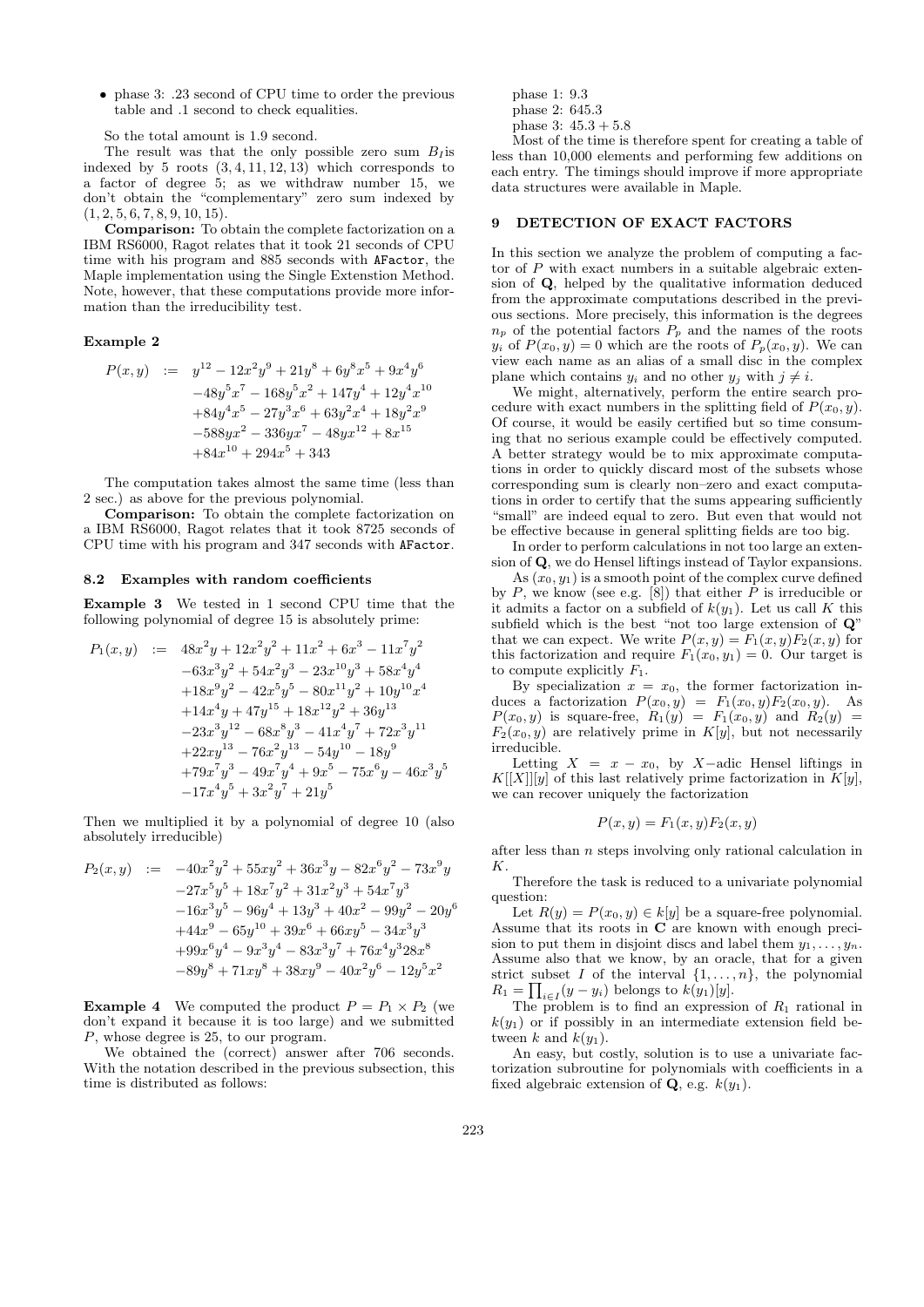- phase 3: .23 second of CPU time to order the previous table and .1 second to check equalities.

So the total amount is 1.9 second.

The result was that the only possible zero sum $B_I$is indexed by 5 roots $(3, 4, 11, 12, 13)$ which corresponds to a factor of degree 5; as we withdraw number 15, we don't obtain the "complementary" zero sum indexed by $(1, 2, 5, 6, 7, 8, 9, 10, 15)$.

**Comparison:** To obtain the complete factorization on a IBM RS6000, Ragot relates that it took 21 seconds of CPU time with his program and 885 seconds with `AFactor`, the Maple implementation using the Single Extenstion Method. Note, however, that these computations provide more information than the irreducibility test.

**Example 2**

$$
\begin{aligned}
P(x,y) \;:=\;& y^{12} - 12x^2y^9 + 21y^8 + 6y^8x^5 + 9x^4y^6 \\
& -48y^5x^7 - 168y^5x^2 + 147y^4 + 12y^4x^{10} \\
& +84y^4x^5 - 27y^3x^6 + 63y^2x^4 + 18y^2x^9 \\
& -588yx^2 - 336yx^7 - 48yx^{12} + 8x^{15} \\
& +84x^{10} + 294x^5 + 343
\end{aligned}
$$

The computation takes almost the same time (less than 2 sec.) as above for the previous polynomial.

**Comparison:** To obtain the complete factorization on a IBM RS6000, Ragot relates that it took 8725 seconds of CPU time with his program and 347 seconds with `AFactor`.

### 8.2 Examples with random coefficients

**Example 3** We tested in 1 second CPU time that the following polynomial of degree 15 is absolutely prime:

$$
\begin{aligned}
P_1(x,y) \;:=\;& 48x^2y + 12x^2y^2 + 11x^2 + 6x^3 - 11x^7y^2 \\
& -63x^3y^2 + 54x^2y^3 - 23x^{10}y^3 + 58x^4y^4 \\
& +18x^9y^2 - 42x^5y^5 - 80x^{11}y^2 + 10y^{10}x^4 \\
& +14x^4y + 47y^{15} + 18x^{12}y^2 + 36y^{13} \\
& -23x^3y^{12} - 68x^8y^3 - 41x^4y^7 + 72x^3y^{11} \\
& +22xy^{13} - 76x^2y^{13} - 54y^{10} - 18y^9 \\
& +79x^7y^3 - 49x^7y^4 + 9x^5 - 75x^6y - 46x^3y^5 \\
& -17x^4y^5 + 3x^2y^7 + 21y^5
\end{aligned}
$$

Then we multiplied it by a polynomial of degree 10 (also absolutely irreducible)

$$
\begin{aligned}
P_2(x,y) \;:=\;& -40x^2y^2 + 55xy^2 + 36x^3y - 82x^6y^2 - 73x^9y \\
& -27x^5y^5 + 18x^7y^2 + 31x^2y^3 + 54x^7y^3 \\
& -16x^3y^5 - 96y^4 + 13y^3 + 40x^2 - 99y^2 - 20y^6 \\
& +44x^9 - 65y^{10} + 39x^6 + 66xy^5 - 34x^3y^3 \\
& +99x^6y^4 - 9x^3y^4 - 83x^3y^7 + 76x^4y^3 28x^8 \\
& -89y^8 + 71xy^8 + 38xy^9 - 40x^2y^6 - 12y^5x^2
\end{aligned}
$$

**Example 4** We computed the product $P = P_1 \times P_2$ (we don't expand it because it is too large) and we submitted $P$, whose degree is 25, to our program.

We obtained the (correct) answer after 706 seconds. With the notation described in the previous subsection, this time is distributed as follows:

phase 1: 9.3
phase 2: 645.3
phase 3: $45.3 + 5.8$

Most of the time is therefore spent for creating a table of less than 10,000 elements and performing few additions on each entry. The timings should improve if more appropriate data structures were available in Maple.

## 9 DETECTION OF EXACT FACTORS

In this section we analyze the problem of computing a factor of $P$ with exact numbers in a suitable algebraic extension of $\mathbf{Q}$, helped by the qualitative information deduced from the approximate computations described in the previous sections. More precisely, this information is the degrees $n_p$ of the potential factors $P_p$ and the names of the roots $y_i$ of $P(x_0, y) = 0$ which are the roots of $P_p(x_0, y)$. We can view each name as an alias of a small disc in the complex plane which contains $y_i$ and no other $y_j$ with $j \neq i$.

We might, alternatively, perform the entire search procedure with exact numbers in the splitting field of $P(x_0, y)$. Of course, it would be easily certified but so time consuming that no serious example could be effectively computed. A better strategy would be to mix approximate computations in order to quickly discard most of the subsets whose corresponding sum is clearly non–zero and exact computations in order to certify that the sums appearing sufficiently "small" are indeed equal to zero. But even that would not be effective because in general splitting fields are too big.

In order to perform calculations in not too large an extension of $\mathbf{Q}$, we do Hensel liftings instead of Taylor expansions.

As $(x_0, y_1)$ is a smooth point of the complex curve defined by $P$, we know (see e.g. [8]) that either $P$ is irreducible or it admits a factor on a subfield of $k(y_1)$. Let us call $K$ this subfield which is the best "not too large extension of $\mathbf{Q}$" that we can expect. We write $P(x, y) = F_1(x, y)F_2(x, y)$ for this factorization and require $F_1(x_0, y_1) = 0$. Our target is to compute explicitly $F_1$.

By specialization $x = x_0$, the former factorization induces a factorization $P(x_0, y) = F_1(x_0, y)F_2(x_0, y)$. As $P(x_0, y)$ is square-free, $R_1(y) = F_1(x_0, y)$ and $R_2(y) = F_2(x_0, y)$ are relatively prime in $K[y]$, but not necessarily irreducible.

Letting $X = x - x_0$, by $X$–adic Hensel liftings in $K[[X]][y]$ of this last relatively prime factorization in $K[y]$, we can recover uniquely the factorization

$$P(x, y) = F_1(x, y)F_2(x, y)$$

after less than $n$ steps involving only rational calculation in $K$.

Therefore the task is reduced to a univariate polynomial question:

Let $R(y) = P(x_0, y) \in k[y]$ be a square-free polynomial. Assume that its roots in $\mathbf{C}$ are known with enough precision to put them in disjoint discs and label them $y_1, \ldots, y_n$. Assume also that we know, by an oracle, that for a given strict subset $I$ of the interval $\{1, \ldots, n\}$, the polynomial $R_1 = \prod_{i \in I}(y - y_i)$ belongs to $k(y_1)[y]$.

The problem is to find an expression of $R_1$ rational in $k(y_1)$ or if possibly in an intermediate extension field between $k$ and $k(y_1)$.

An easy, but costly, solution is to use a univariate factorization subroutine for polynomials with coefficients in a fixed algebraic extension of $\mathbf{Q}$, e.g. $k(y_1)$.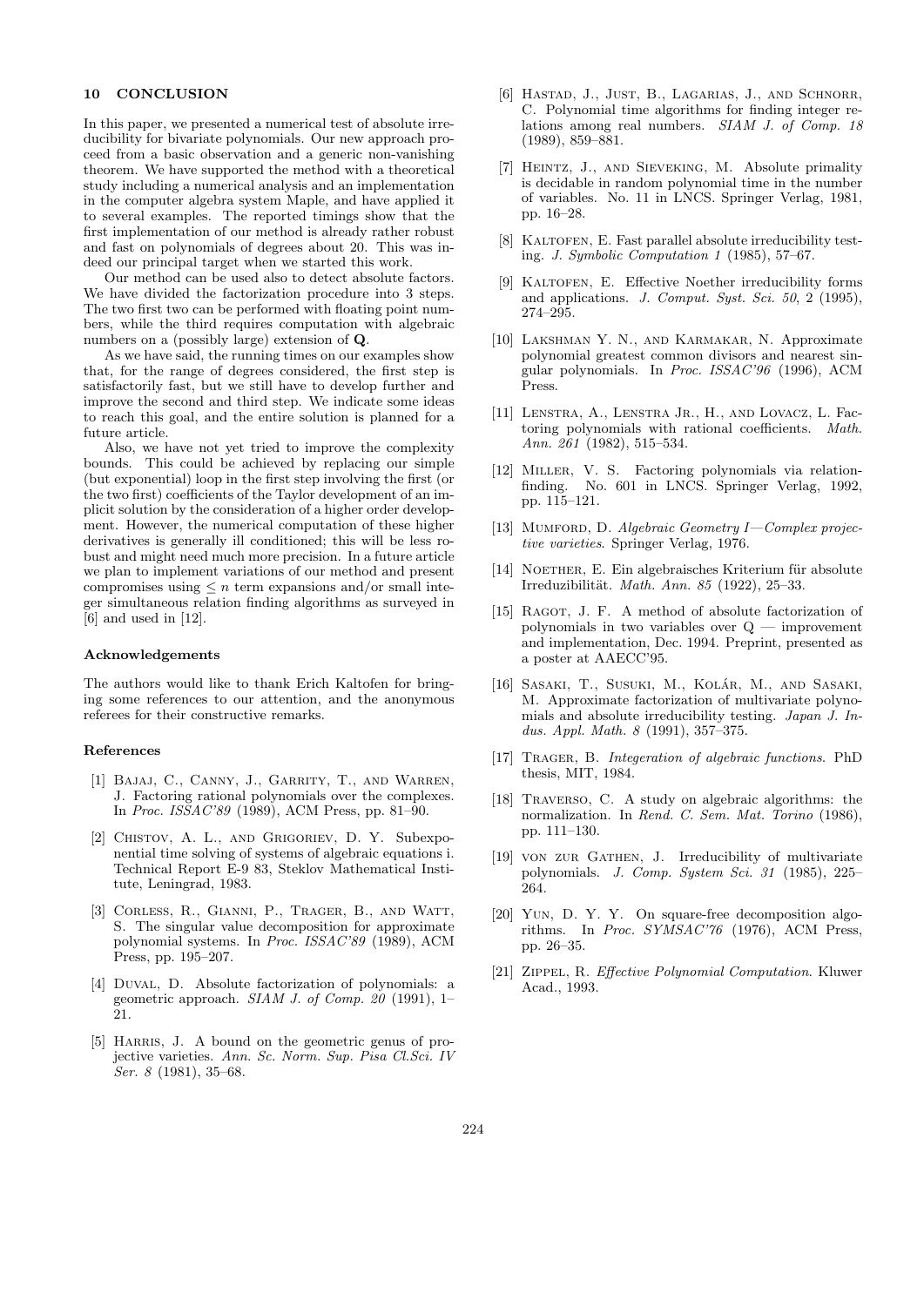## 10 CONCLUSION

In this paper, we presented a numerical test of absolute irreducibility for bivariate polynomials. Our new approach proceed from a basic observation and a generic non-vanishing theorem. We have supported the method with a theoretical study including a numerical analysis and an implementation in the computer algebra system Maple, and have applied it to several examples. The reported timings show that the first implementation of our method is already rather robust and fast on polynomials of degrees about 20. This was indeed our principal target when we started this work.

Our method can be used also to detect absolute factors. We have divided the factorization procedure into 3 steps. The two first two can be performed with floating point numbers, while the third requires computation with algebraic numbers on a (possibly large) extension of **Q**.

As we have said, the running times on our examples show that, for the range of degrees considered, the first step is satisfactorily fast, but we still have to develop further and improve the second and third step. We indicate some ideas to reach this goal, and the entire solution is planned for a future article.

Also, we have not yet tried to improve the complexity bounds. This could be achieved by replacing our simple (but exponential) loop in the first step involving the first (or the two first) coefficients of the Taylor development of an implicit solution by the consideration of a higher order development. However, the numerical computation of these higher derivatives is generally ill conditioned; this will be less robust and might need much more precision. In a future article we plan to implement variations of our method and present compromises using $\leq n$ term expansions and/or small integer simultaneous relation finding algorithms as surveyed in [6] and used in [12].

### Acknowledgements

The authors would like to thank Erich Kaltofen for bringing some references to our attention, and the anonymous referees for their constructive remarks.

### References

[1] Bajaj, C., Canny, J., Garrity, T., and Warren, J. Factoring rational polynomials over the complexes. In *Proc. ISSAC'89* (1989), ACM Press, pp. 81–90.

[2] Chistov, A. L., and Grigoriev, D. Y. Subexponential time solving of systems of algebraic equations i. Technical Report E-9 83, Steklov Mathematical Institute, Leningrad, 1983.

[3] Corless, R., Gianni, P., Trager, B., and Watt, S. The singular value decomposition for approximate polynomial systems. In *Proc. ISSAC'89* (1989), ACM Press, pp. 195–207.

[4] Duval, D. Absolute factorization of polynomials: a geometric approach. *SIAM J. of Comp. 20* (1991), 1–21.

[5] Harris, J. A bound on the geometric genus of projective varieties. *Ann. Sc. Norm. Sup. Pisa Cl.Sci. IV Ser. 8* (1981), 35–68.

[6] Hastad, J., Just, B., Lagarias, J., and Schnorr, C. Polynomial time algorithms for finding integer relations among real numbers. *SIAM J. of Comp. 18* (1989), 859–881.

[7] Heintz, J., and Sieveking, M. Absolute primality is decidable in random polynomial time in the number of variables. No. 11 in LNCS. Springer Verlag, 1981, pp. 16–28.

[8] Kaltofen, E. Fast parallel absolute irreducibility testing. *J. Symbolic Computation 1* (1985), 57–67.

[9] Kaltofen, E. Effective Noether irreducibility forms and applications. *J. Comput. Syst. Sci. 50*, 2 (1995), 274–295.

[10] Lakshman Y. N., and Karmakar, N. Approximate polynomial greatest common divisors and nearest singular polynomials. In *Proc. ISSAC'96* (1996), ACM Press.

[11] Lenstra, A., Lenstra Jr., H., and Lovacz, L. Factoring polynomials with rational coefficients. *Math. Ann. 261* (1982), 515–534.

[12] Miller, V. S. Factoring polynomials via relation-finding. No. 601 in LNCS. Springer Verlag, 1992, pp. 115–121.

[13] Mumford, D. *Algebraic Geometry I—Complex projective varieties*. Springer Verlag, 1976.

[14] Noether, E. Ein algebraisches Kriterium für absolute Irreduzibilität. *Math. Ann. 85* (1922), 25–33.

[15] Ragot, J. F. A method of absolute factorization of polynomials in two variables over Q — improvement and implementation, Dec. 1994. Preprint, presented as a poster at AAECC'95.

[16] Sasaki, T., Susuki, M., Kolář, M., and Sasaki, M. Approximate factorization of multivariate polynomials and absolute irreducibility testing. *Japan J. Indus. Appl. Math. 8* (1991), 357–375.

[17] Trager, B. *Integeration of algebraic functions*. PhD thesis, MIT, 1984.

[18] Traverso, C. A study on algebraic algorithms: the normalization. In *Rend. C. Sem. Mat. Torino* (1986), pp. 111–130.

[19] von zur Gathen, J. Irreducibility of multivariate polynomials. *J. Comp. System Sci. 31* (1985), 225–264.

[20] Yun, D. Y. Y. On square-free decomposition algorithms. In *Proc. SYMSAC'76* (1976), ACM Press, pp. 26–35.

[21] Zippel, R. *Effective Polynomial Computation*. Kluwer Acad., 1993.